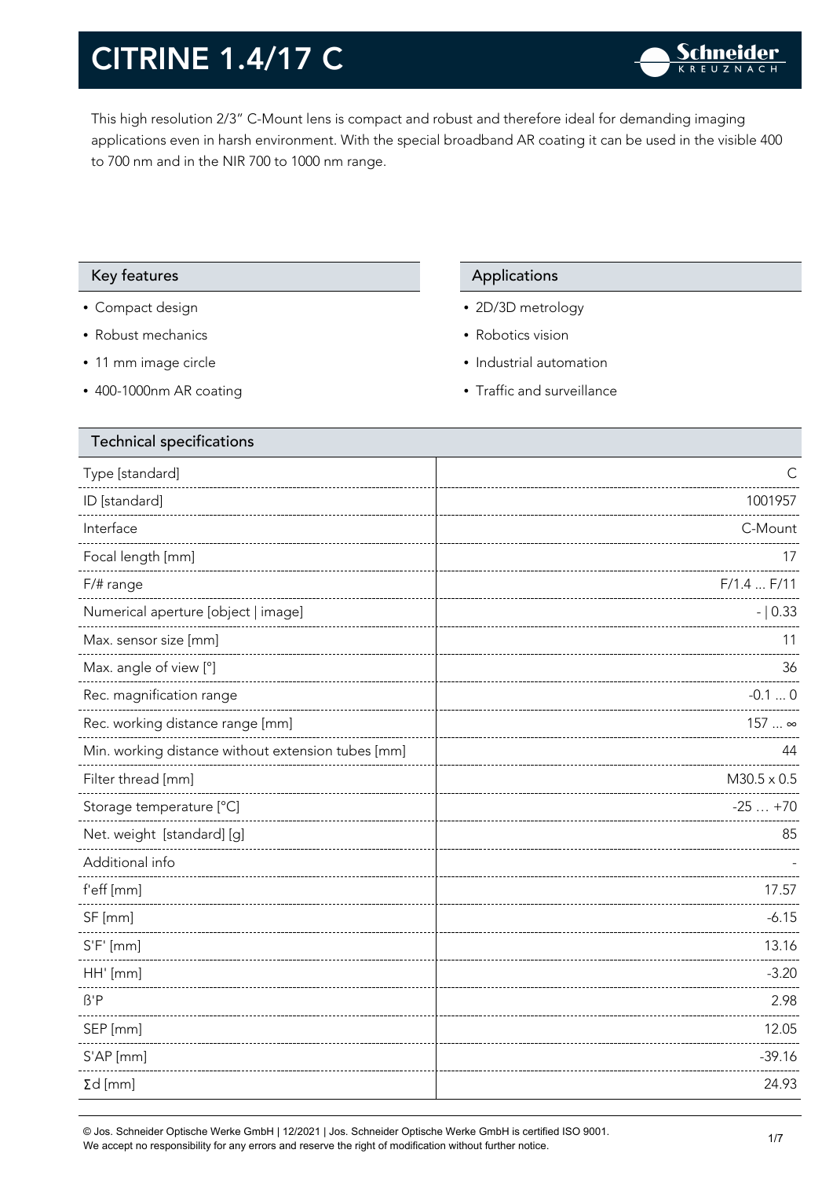# CITRINE 1.4/17 C

This high resolution 2/3" C-Mount lens is compact and robust and therefore ideal for demanding imaging applications even in harsh environment. With the special broadband AR coating it can be used in the visible 400 to 700 nm and in the NIR 700 to 1000 nm range.

## Key features

- Compact design
- Robust mechanics
- 11 mm image circle
- 400-1000nm AR coating

## Applications

- 2D/3D metrology
- Robotics vision
- Industrial automation
- Traffic and surveillance

## Technical specifications

| Parameter | Value |
|---|---|
| Type [standard] | C |
| ID [standard] | 1001957 |
| Interface | C-Mount |
| Focal length [mm] | 17 |
| F/# range | F/1.4 ... F/11 |
| Numerical aperture [object \| image] | - \| 0.33 |
| Max. sensor size [mm] | 11 |
| Max. angle of view [°] | 36 |
| Rec. magnification range | -0.1 ... 0 |
| Rec. working distance range [mm] | 157 ... ∞ |
| Min. working distance without extension tubes [mm] | 44 |
| Filter thread [mm] | M30.5 x 0.5 |
| Storage temperature [°C] | -25 … +70 |
| Net. weight [standard] [g] | 85 |
| Additional info | - |
| f'eff [mm] | 17.57 |
| SF [mm] | -6.15 |
| S'F' [mm] | 13.16 |
| HH' [mm] | -3.20 |
| ß'P | 2.98 |
| SEP [mm] | 12.05 |
| S'AP [mm] | -39.16 |
| Σd [mm] | 24.93 |

© Jos. Schneider Optische Werke GmbH | 12/2021 | Jos. Schneider Optische Werke GmbH is certified ISO 9001.
We accept no responsibility for any errors and reserve the right of modification without further notice.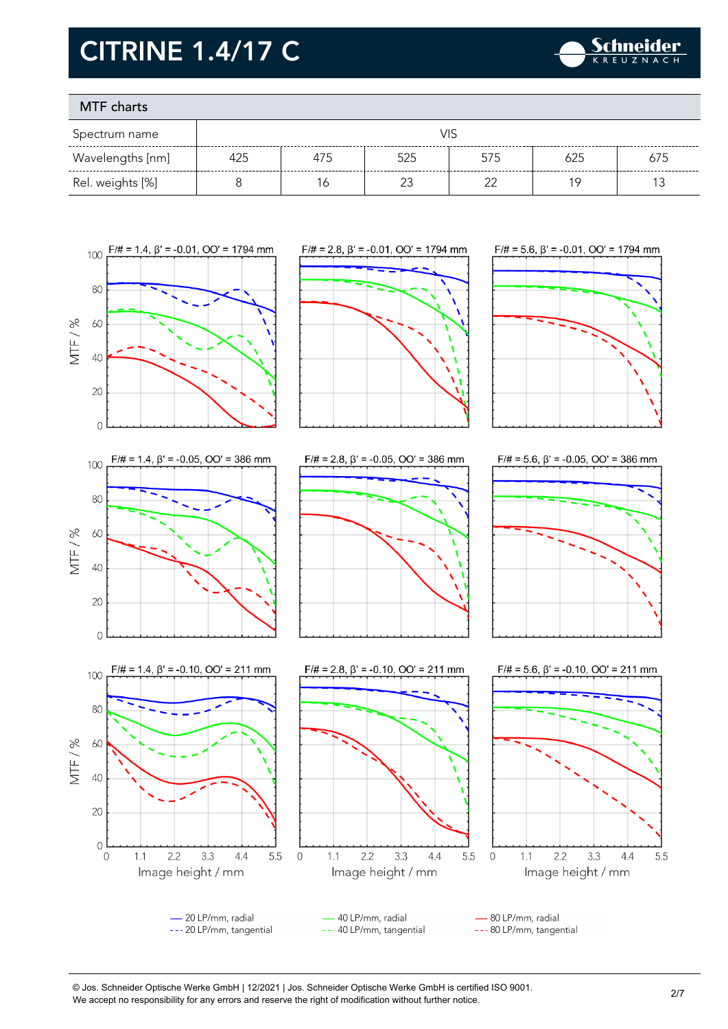# CITRINE 1.4/17 C

## MTF charts

| Spectrum name | VIS | | | | | |
|---|---|---|---|---|---|---|
| Wavelengths [nm] | 425 | 475 | 525 | 575 | 625 | 675 |
| Rel. weights [%] | 8 | 16 | 23 | 22 | 19 | 13 |

F/# = 1.4, β' = -0.01, OO' = 1794 mm

F/# = 2.8, β' = -0.01, OO' = 1794 mm

F/# = 5.6, β' = -0.01, OO' = 1794 mm

F/# = 1.4, β' = -0.05, OO' = 386 mm

F/# = 2.8, β' = -0.05, OO' = 386 mm

F/# = 5.6, β' = -0.05, OO' = 386 mm

F/# = 1.4, β' = -0.10, OO' = 211 mm

F/# = 2.8, β' = -0.10, OO' = 211 mm

F/# = 5.6, β' = -0.10, OO' = 211 mm

MTF / %

Image height / mm

— 20 LP/mm, radial
--- 20 LP/mm, tangential
— 40 LP/mm, radial
--- 40 LP/mm, tangential
— 80 LP/mm, radial
--- 80 LP/mm, tangential

© Jos. Schneider Optische Werke GmbH | 12/2021 | Jos. Schneider Optische Werke GmbH is certified ISO 9001.
We accept no responsibility for any errors and reserve the right of modification without further notice.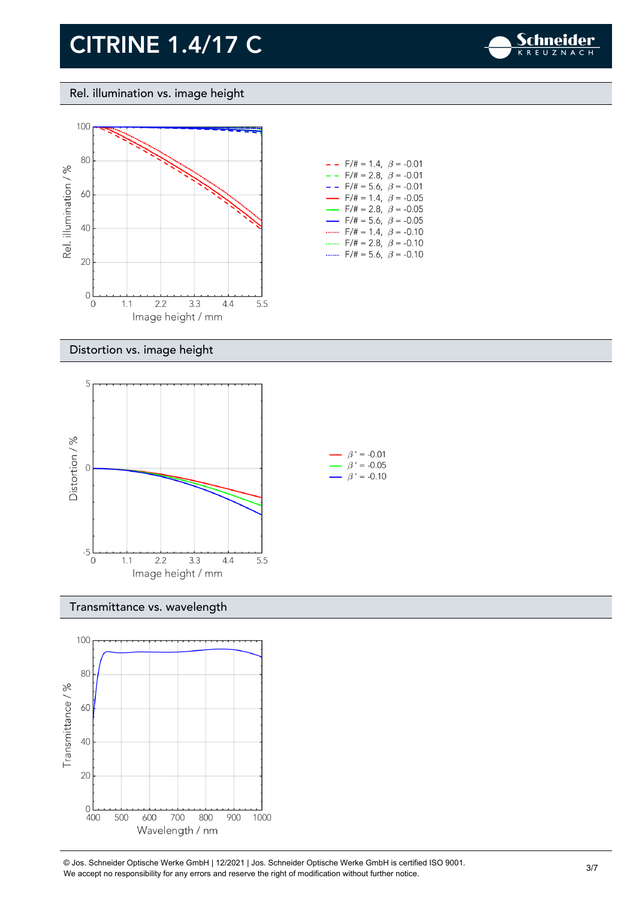# CITRINE 1.4/17 C

## Rel. illumination vs. image height

Rel. illumination / %

Image height / mm

- F/# = 1.4, $\beta$ = -0.01
- F/# = 2.8, $\beta$ = -0.01
- F/# = 5.6, $\beta$ = -0.01
- F/# = 1.4, $\beta$ = -0.05
- F/# = 2.8, $\beta$ = -0.05
- F/# = 5.6, $\beta$ = -0.05
- F/# = 1.4, $\beta$ = -0.10
- F/# = 2.8, $\beta$ = -0.10
- F/# = 5.6, $\beta$ = -0.10

## Distortion vs. image height

Distortion / %

Image height / mm

- $\beta'$ = -0.01
- $\beta'$ = -0.05
- $\beta'$ = -0.10

## Transmittance vs. wavelength

Transmittance / %

Wavelength / nm

© Jos. Schneider Optische Werke GmbH | 12/2021 | Jos. Schneider Optische Werke GmbH is certified ISO 9001.
We accept no responsibility for any errors and reserve the right of modification without further notice.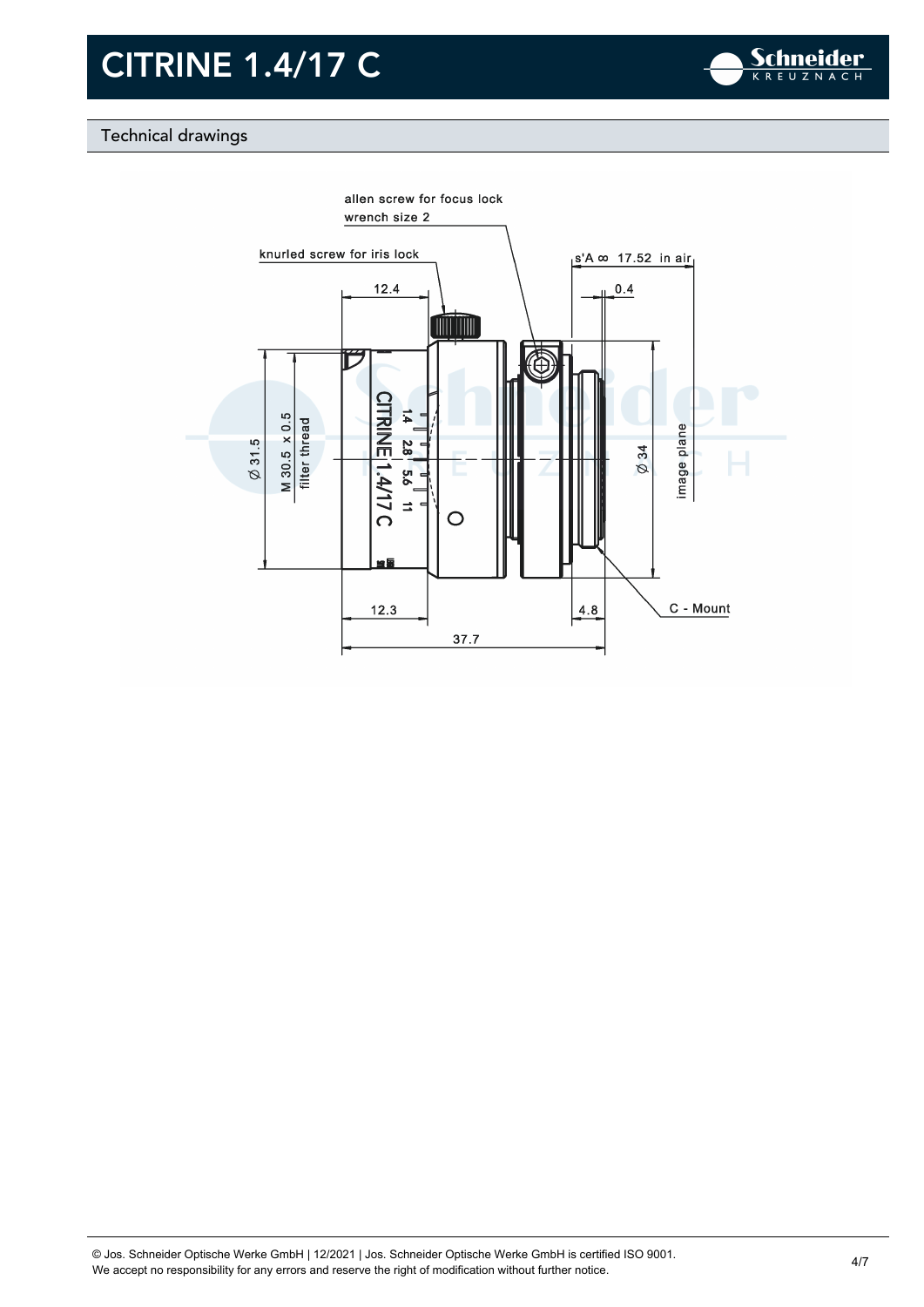# CITRINE 1.4/17 C

## Technical drawings

allen screw for focus lock
wrench size 2

knurled screw for iris lock

s'A ∞ 17.52 in air

12.4

0.4

Ø 31.5

M 30.5 x 0.5
filter thread

CITRINE 1.4/17 C

1.4 2.8 5.6 11

Ø 34

image plane

12.3

4.8

C - Mount

37.7

© Jos. Schneider Optische Werke GmbH | 12/2021 | Jos. Schneider Optische Werke GmbH is certified ISO 9001.
We accept no responsibility for any errors and reserve the right of modification without further notice.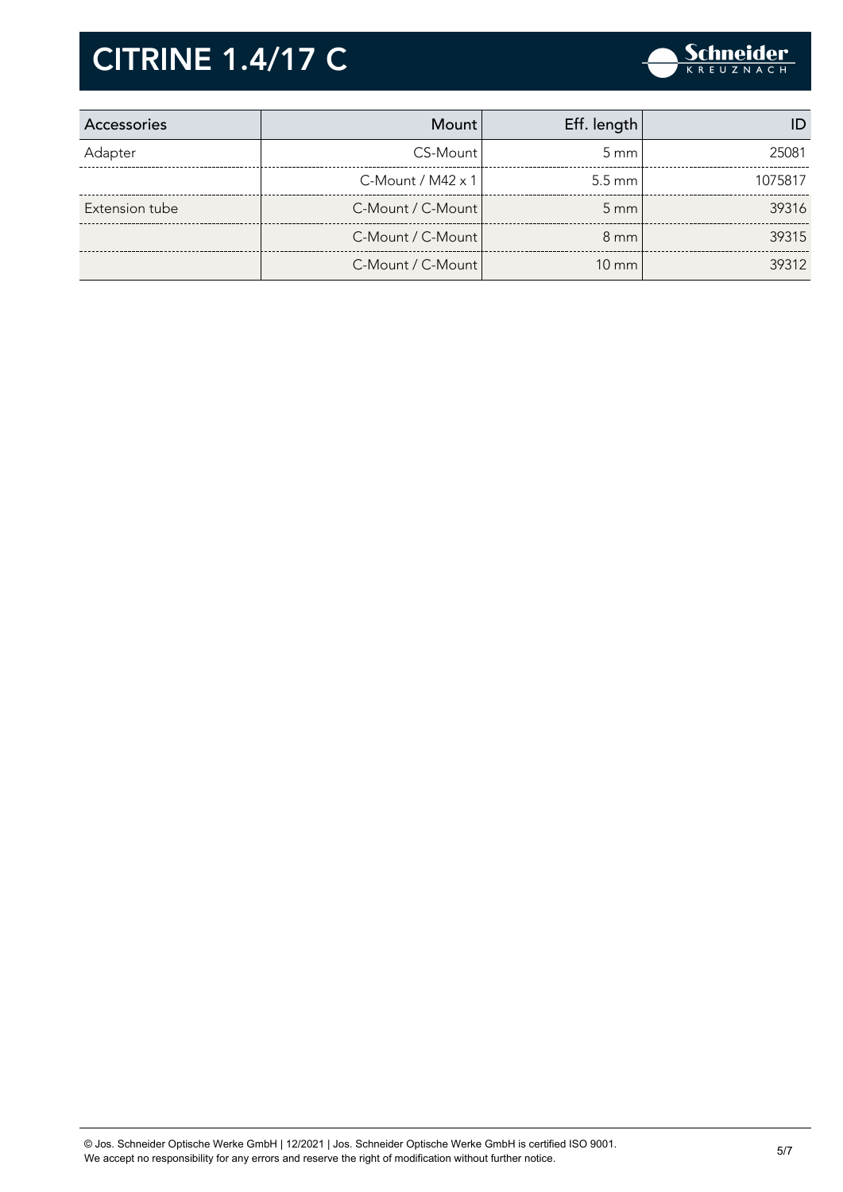| Accessories | Mount | Eff. length | ID |
| --- | --- | --- | --- |
| Adapter | CS-Mount | 5 mm | 25081 |
| | C-Mount / M42 x 1 | 5.5 mm | 1075817 |
| Extension tube | C-Mount / C-Mount | 5 mm | 39316 |
| | C-Mount / C-Mount | 8 mm | 39315 |
| | C-Mount / C-Mount | 10 mm | 39312 |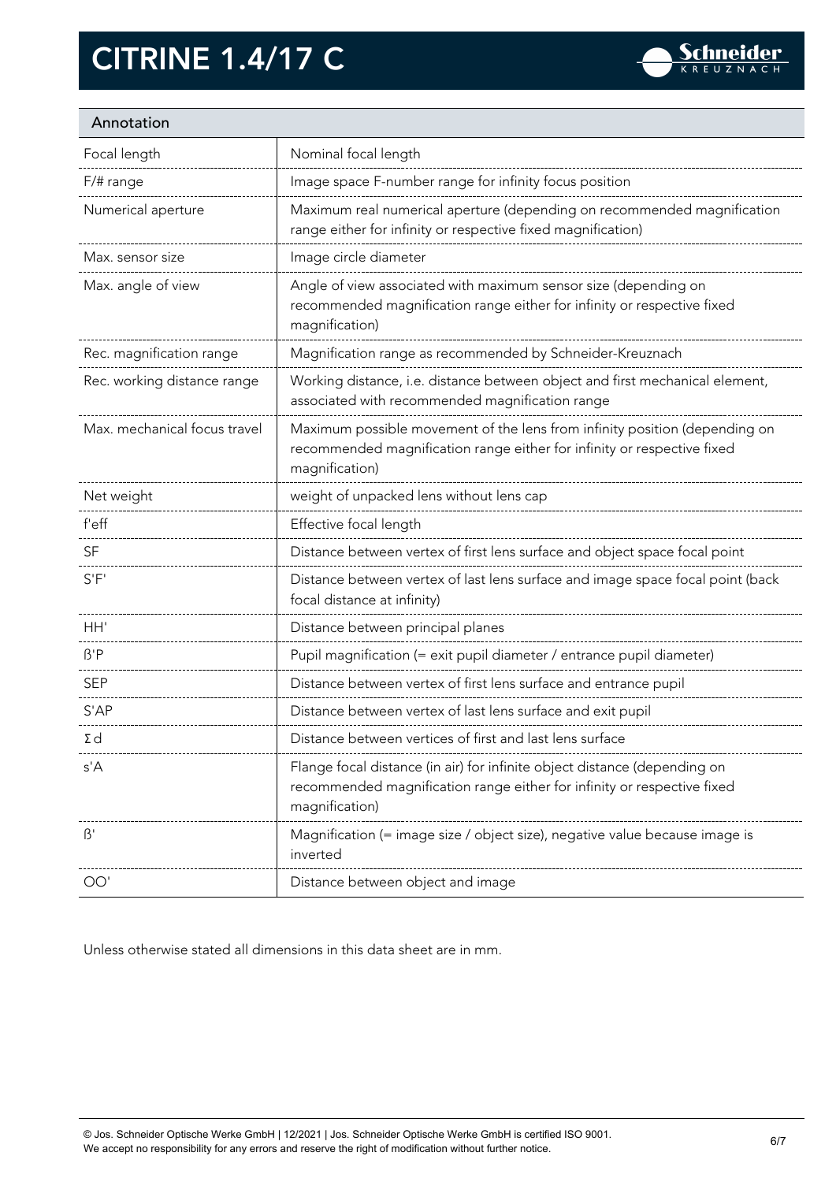# CITRINE 1.4/17 C

| Annotation | |
|---|---|
| Focal length | Nominal focal length |
| F/# range | Image space F-number range for infinity focus position |
| Numerical aperture | Maximum real numerical aperture (depending on recommended magnification range either for infinity or respective fixed magnification) |
| Max. sensor size | Image circle diameter |
| Max. angle of view | Angle of view associated with maximum sensor size (depending on recommended magnification range either for infinity or respective fixed magnification) |
| Rec. magnification range | Magnification range as recommended by Schneider-Kreuznach |
| Rec. working distance range | Working distance, i.e. distance between object and first mechanical element, associated with recommended magnification range |
| Max. mechanical focus travel | Maximum possible movement of the lens from infinity position (depending on recommended magnification range either for infinity or respective fixed magnification) |
| Net weight | weight of unpacked lens without lens cap |
| f'eff | Effective focal length |
| SF | Distance between vertex of first lens surface and object space focal point |
| S'F' | Distance between vertex of last lens surface and image space focal point (back focal distance at infinity) |
| HH' | Distance between principal planes |
| ß'P | Pupil magnification (= exit pupil diameter / entrance pupil diameter) |
| SEP | Distance between vertex of first lens surface and entrance pupil |
| S'AP | Distance between vertex of last lens surface and exit pupil |
| Σ d | Distance between vertices of first and last lens surface |
| s'A | Flange focal distance (in air) for infinite object distance (depending on recommended magnification range either for infinity or respective fixed magnification) |
| ß' | Magnification (= image size / object size), negative value because image is inverted |
| OO' | Distance between object and image |

Unless otherwise stated all dimensions in this data sheet are in mm.

© Jos. Schneider Optische Werke GmbH | 12/2021 | Jos. Schneider Optische Werke GmbH is certified ISO 9001.
We accept no responsibility for any errors and reserve the right of modification without further notice.